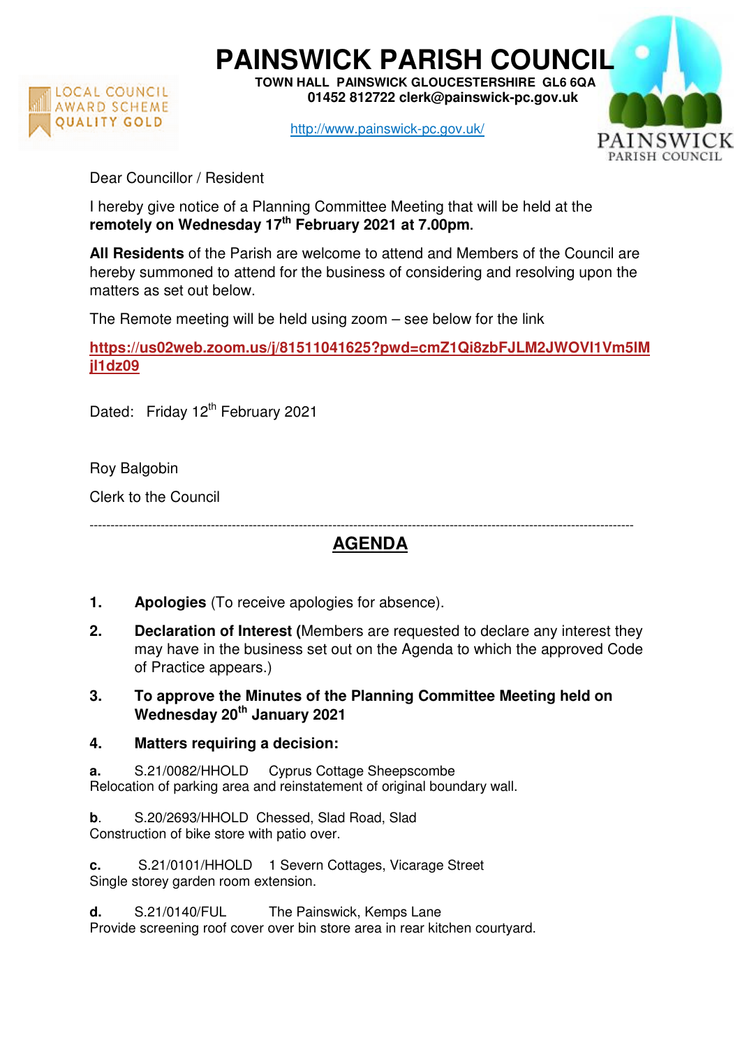LOCAL COUNCIL AWARD SCHEME QUALITY GOLD

# PAINSWICK PARISH COUNCIL

**TOWN HALL PAINSWICK GLOUCESTERSHIRE GL6 6QA**
**01452 812722 clerk@painswick-pc.gov.uk**

http://www.painswick-pc.gov.uk/

PAINSWICK PARISH COUNCIL

Dear Councillor / Resident

I hereby give notice of a Planning Committee Meeting that will be held at the **remotely on Wednesday 17th February 2021 at 7.00pm.**

**All Residents** of the Parish are welcome to attend and Members of the Council are hereby summoned to attend for the business of considering and resolving upon the matters as set out below.

The Remote meeting will be held using zoom – see below for the link

**https://us02web.zoom.us/j/81511041625?pwd=cmZ1Qi8zbFJLM2JWOVl1Vm5lMjl1dz09**

Dated: Friday 12th February 2021

Roy Balgobin

Clerk to the Council

---

## AGENDA

1. **Apologies** (To receive apologies for absence).
2. **Declaration of Interest (**Members are requested to declare any interest they may have in the business set out on the Agenda to which the approved Code of Practice appears.)
3. **To approve the Minutes of the Planning Committee Meeting held on Wednesday 20th January 2021**
4. **Matters requiring a decision:**

**a.** S.21/0082/HHOLD Cyprus Cottage Sheepscombe
Relocation of parking area and reinstatement of original boundary wall.

**b**. S.20/2693/HHOLD Chessed, Slad Road, Slad
Construction of bike store with patio over.

**c.** S.21/0101/HHOLD 1 Severn Cottages, Vicarage Street
Single storey garden room extension.

**d.** S.21/0140/FUL The Painswick, Kemps Lane
Provide screening roof cover over bin store area in rear kitchen courtyard.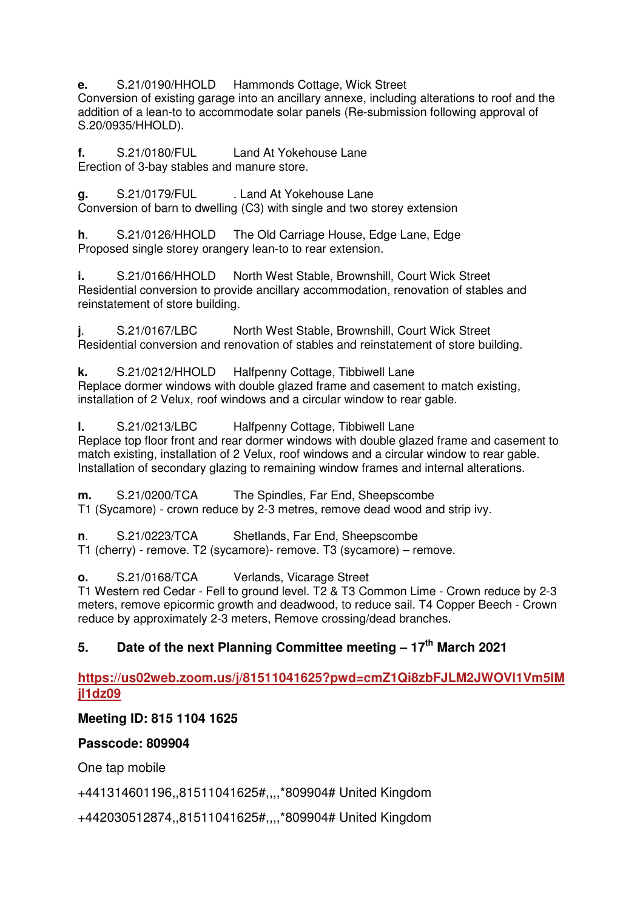**e.** S.21/0190/HHOLD Hammonds Cottage, Wick Street
Conversion of existing garage into an ancillary annexe, including alterations to roof and the addition of a lean-to to accommodate solar panels (Re-submission following approval of S.20/0935/HHOLD).

**f.** S.21/0180/FUL Land At Yokehouse Lane
Erection of 3-bay stables and manure store.

**g.** S.21/0179/FUL . Land At Yokehouse Lane
Conversion of barn to dwelling (C3) with single and two storey extension

**h**. S.21/0126/HHOLD The Old Carriage House, Edge Lane, Edge
Proposed single storey orangery lean-to to rear extension.

**i.** S.21/0166/HHOLD North West Stable, Brownshill, Court Wick Street
Residential conversion to provide ancillary accommodation, renovation of stables and reinstatement of store building.

**j**. S.21/0167/LBC North West Stable, Brownshill, Court Wick Street
Residential conversion and renovation of stables and reinstatement of store building.

**k.** S.21/0212/HHOLD Halfpenny Cottage, Tibbiwell Lane
Replace dormer windows with double glazed frame and casement to match existing, installation of 2 Velux, roof windows and a circular window to rear gable.

**l.** S.21/0213/LBC Halfpenny Cottage, Tibbiwell Lane
Replace top floor front and rear dormer windows with double glazed frame and casement to match existing, installation of 2 Velux, roof windows and a circular window to rear gable. Installation of secondary glazing to remaining window frames and internal alterations.

**m.** S.21/0200/TCA The Spindles, Far End, Sheepscombe
T1 (Sycamore) - crown reduce by 2-3 metres, remove dead wood and strip ivy.

**n**. S.21/0223/TCA Shetlands, Far End, Sheepscombe
T1 (cherry) - remove. T2 (sycamore)- remove. T3 (sycamore) – remove.

**o.** S.21/0168/TCA Verlands, Vicarage Street
T1 Western red Cedar - Fell to ground level. T2 & T3 Common Lime - Crown reduce by 2-3 meters, remove epicormic growth and deadwood, to reduce sail. T4 Copper Beech - Crown reduce by approximately 2-3 meters, Remove crossing/dead branches.

## 5. Date of the next Planning Committee meeting – 17th March 2021

**https://us02web.zoom.us/j/81511041625?pwd=cmZ1Qi8zbFJLM2JWOVl1Vm5lMjl1dz09**

**Meeting ID: 815 1104 1625**

**Passcode: 809904**

One tap mobile

+441314601196,,81511041625#,,,,*809904# United Kingdom

+442030512874,,81511041625#,,,,*809904# United Kingdom